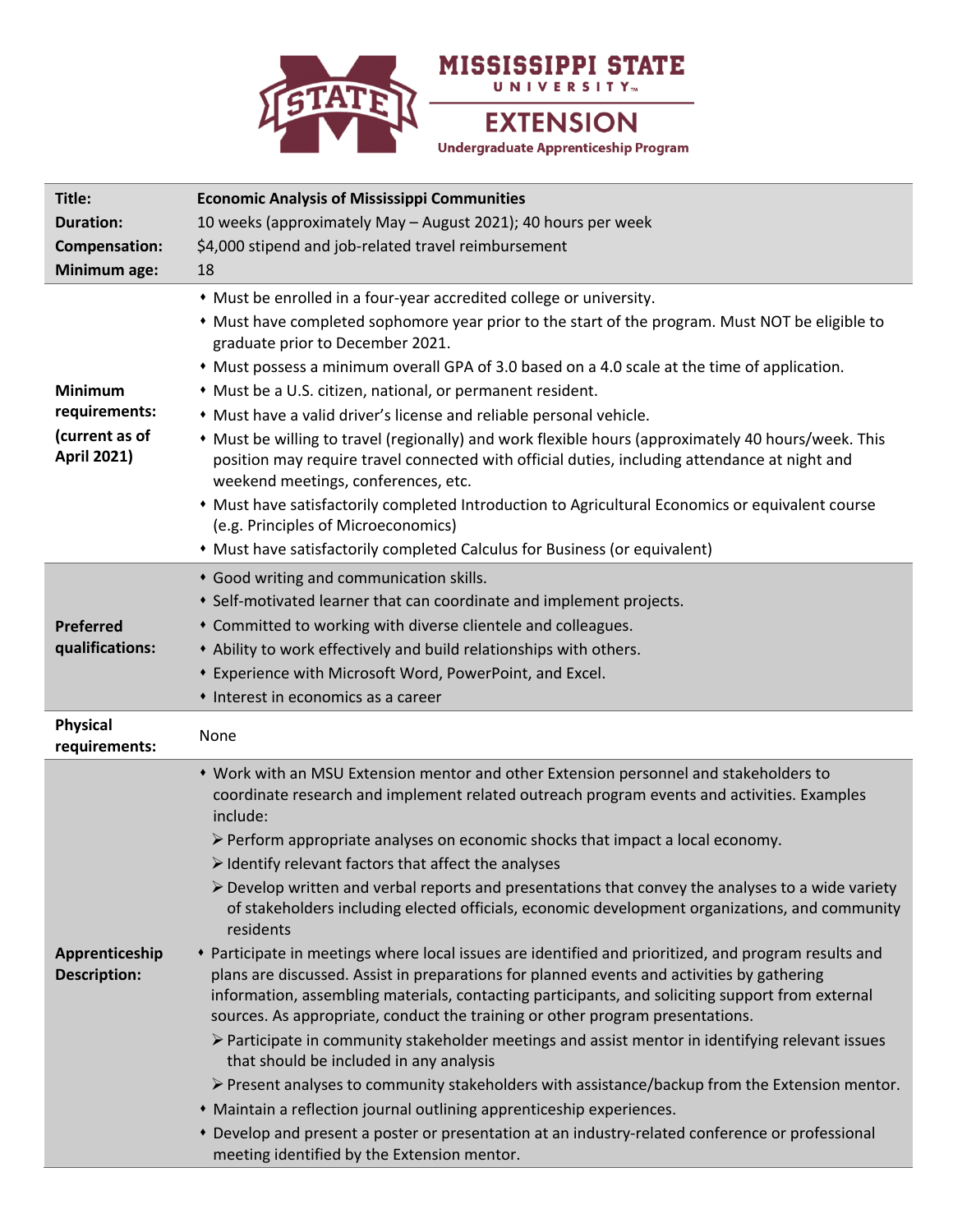# MISSISSIPPI STATE UNIVERSITY

## EXTENSION

### Undergraduate Apprenticeship Program

| | |
|---|---|
| **Title:** | **Economic Analysis of Mississippi Communities** |
| **Duration:** | 10 weeks (approximately May – August 2021); 40 hours per week |
| **Compensation:** | $4,000 stipend and job-related travel reimbursement |
| **Minimum age:** | 18 |
| **Minimum requirements: (current as of April 2021)** | • Must be enrolled in a four-year accredited college or university.<br>• Must have completed sophomore year prior to the start of the program. Must NOT be eligible to graduate prior to December 2021.<br>• Must possess a minimum overall GPA of 3.0 based on a 4.0 scale at the time of application.<br>• Must be a U.S. citizen, national, or permanent resident.<br>• Must have a valid driver's license and reliable personal vehicle.<br>• Must be willing to travel (regionally) and work flexible hours (approximately 40 hours/week. This position may require travel connected with official duties, including attendance at night and weekend meetings, conferences, etc.<br>• Must have satisfactorily completed Introduction to Agricultural Economics or equivalent course (e.g. Principles of Microeconomics)<br>• Must have satisfactorily completed Calculus for Business (or equivalent) |
| **Preferred qualifications:** | • Good writing and communication skills.<br>• Self-motivated learner that can coordinate and implement projects.<br>• Committed to working with diverse clientele and colleagues.<br>• Ability to work effectively and build relationships with others.<br>• Experience with Microsoft Word, PowerPoint, and Excel.<br>• Interest in economics as a career |
| **Physical requirements:** | None |
| **Apprenticeship Description:** | • Work with an MSU Extension mentor and other Extension personnel and stakeholders to coordinate research and implement related outreach program events and activities. Examples include:<br>➢ Perform appropriate analyses on economic shocks that impact a local economy.<br>➢ Identify relevant factors that affect the analyses<br>➢ Develop written and verbal reports and presentations that convey the analyses to a wide variety of stakeholders including elected officials, economic development organizations, and community residents<br>• Participate in meetings where local issues are identified and prioritized, and program results and plans are discussed. Assist in preparations for planned events and activities by gathering information, assembling materials, contacting participants, and soliciting support from external sources. As appropriate, conduct the training or other program presentations.<br>➢ Participate in community stakeholder meetings and assist mentor in identifying relevant issues that should be included in any analysis<br>➢ Present analyses to community stakeholders with assistance/backup from the Extension mentor.<br>• Maintain a reflection journal outlining apprenticeship experiences.<br>• Develop and present a poster or presentation at an industry-related conference or professional meeting identified by the Extension mentor. |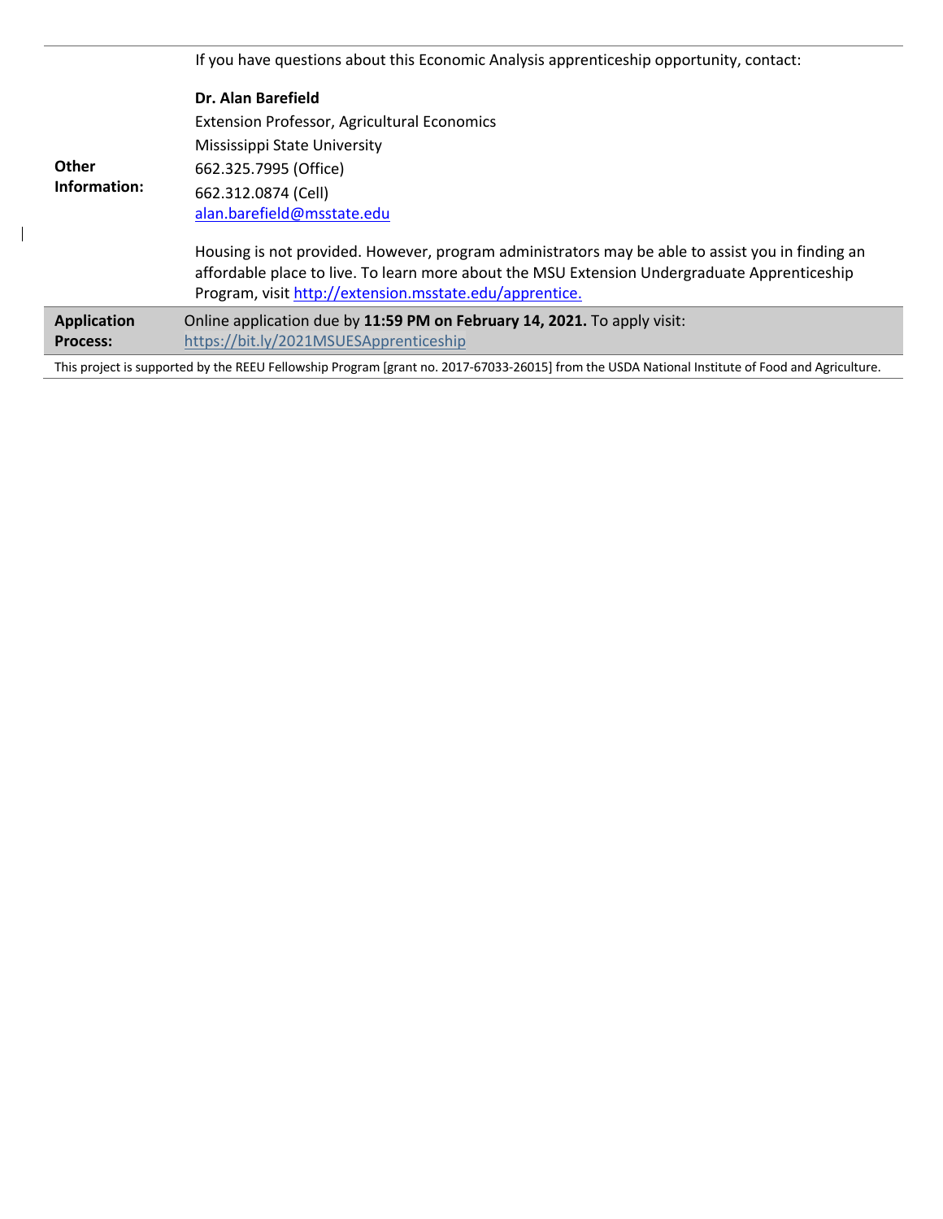| | |
|---|---|
| **Other Information:** | If you have questions about this Economic Analysis apprenticeship opportunity, contact:<br><br>**Dr. Alan Barefield**<br>Extension Professor, Agricultural Economics<br>Mississippi State University<br>662.325.7995 (Office)<br>662.312.0874 (Cell)<br>alan.barefield@msstate.edu<br><br>Housing is not provided. However, program administrators may be able to assist you in finding an affordable place to live. To learn more about the MSU Extension Undergraduate Apprenticeship Program, visit http://extension.msstate.edu/apprentice. |
| **Application Process:** | Online application due by **11:59 PM on February 14, 2021.** To apply visit: https://bit.ly/2021MSUESApprenticeship |

This project is supported by the REEU Fellowship Program [grant no. 2017-67033-26015] from the USDA National Institute of Food and Agriculture.